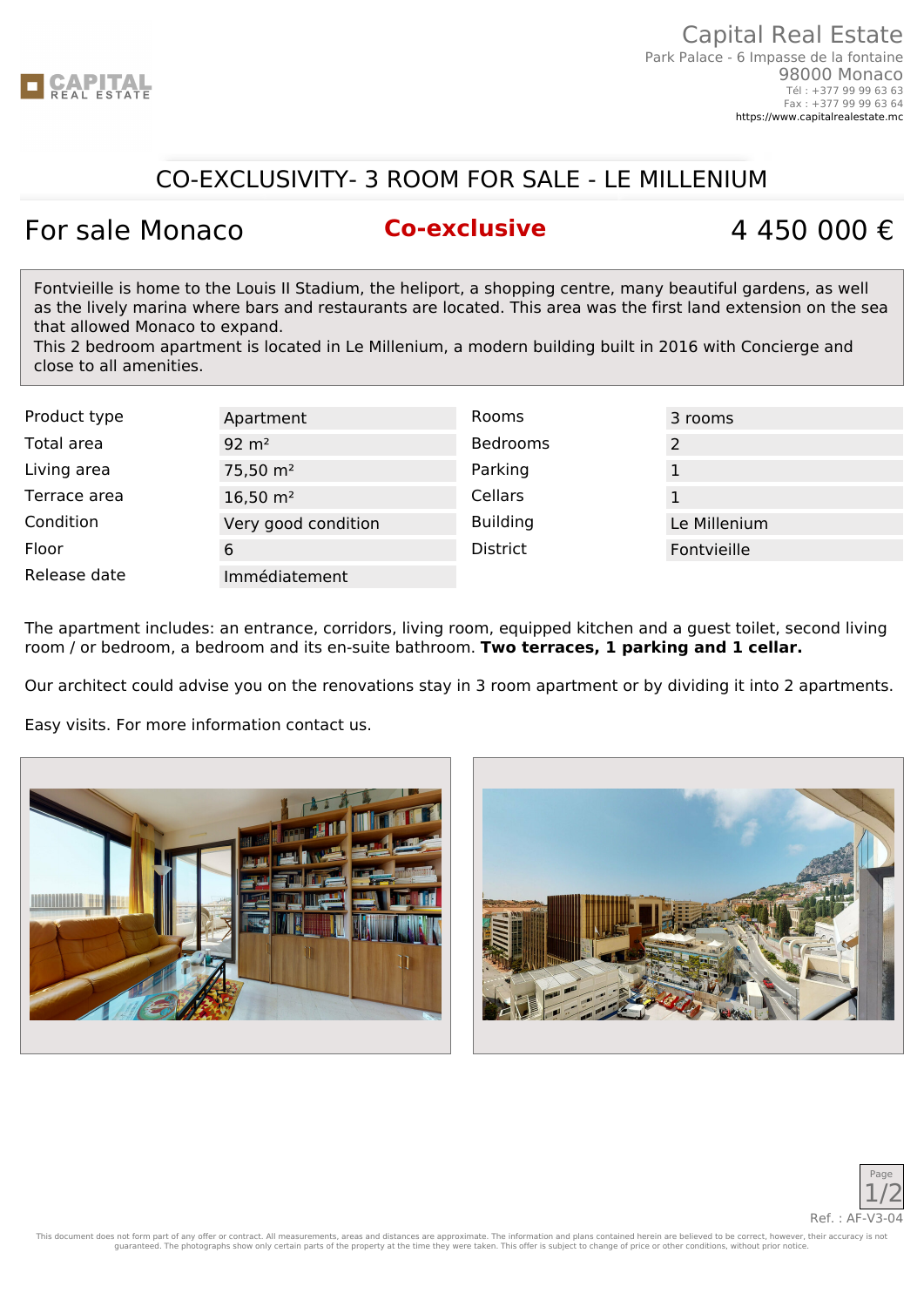Capital Real Estate
Park Palace - 6 Impasse de la fontaine
98000 Monaco
Tél : +377 99 99 63 63
Fax : +377 99 99 63 64
https://www.capitalrealestate.mc

# CO-EXCLUSIVITY- 3 ROOM FOR SALE - LE MILLENIUM

## For sale Monaco | Co-exclusive | 4 450 000 €

Fontvieille is home to the Louis II Stadium, the heliport, a shopping centre, many beautiful gardens, as well as the lively marina where bars and restaurants are located. This area was the first land extension on the sea that allowed Monaco to expand.
This 2 bedroom apartment is located in Le Millenium, a modern building built in 2016 with Concierge and close to all amenities.

| | | | |
|---|---|---|---|
| Product type | Apartment | Rooms | 3 rooms |
| Total area | 92 m² | Bedrooms | 2 |
| Living area | 75,50 m² | Parking | 1 |
| Terrace area | 16,50 m² | Cellars | 1 |
| Condition | Very good condition | Building | Le Millenium |
| Floor | 6 | District | Fontvieille |
| Release date | Immédiatement | | |

The apartment includes: an entrance, corridors, living room, equipped kitchen and a guest toilet, second living room / or bedroom, a bedroom and its en-suite bathroom. **Two terraces, 1 parking and 1 cellar.**

Our architect could advise you on the renovations stay in 3 room apartment or by dividing it into 2 apartments.

Easy visits. For more information contact us.

Ref. : AF-V3-04

This document does not form part of any offer or contract. All measurements, areas and distances are approximate. The information and plans contained herein are believed to be correct, however, their accuracy is not guaranteed. The photographs show only certain parts of the property at the time they were taken. This offer is subject to change of price or other conditions, without prior notice.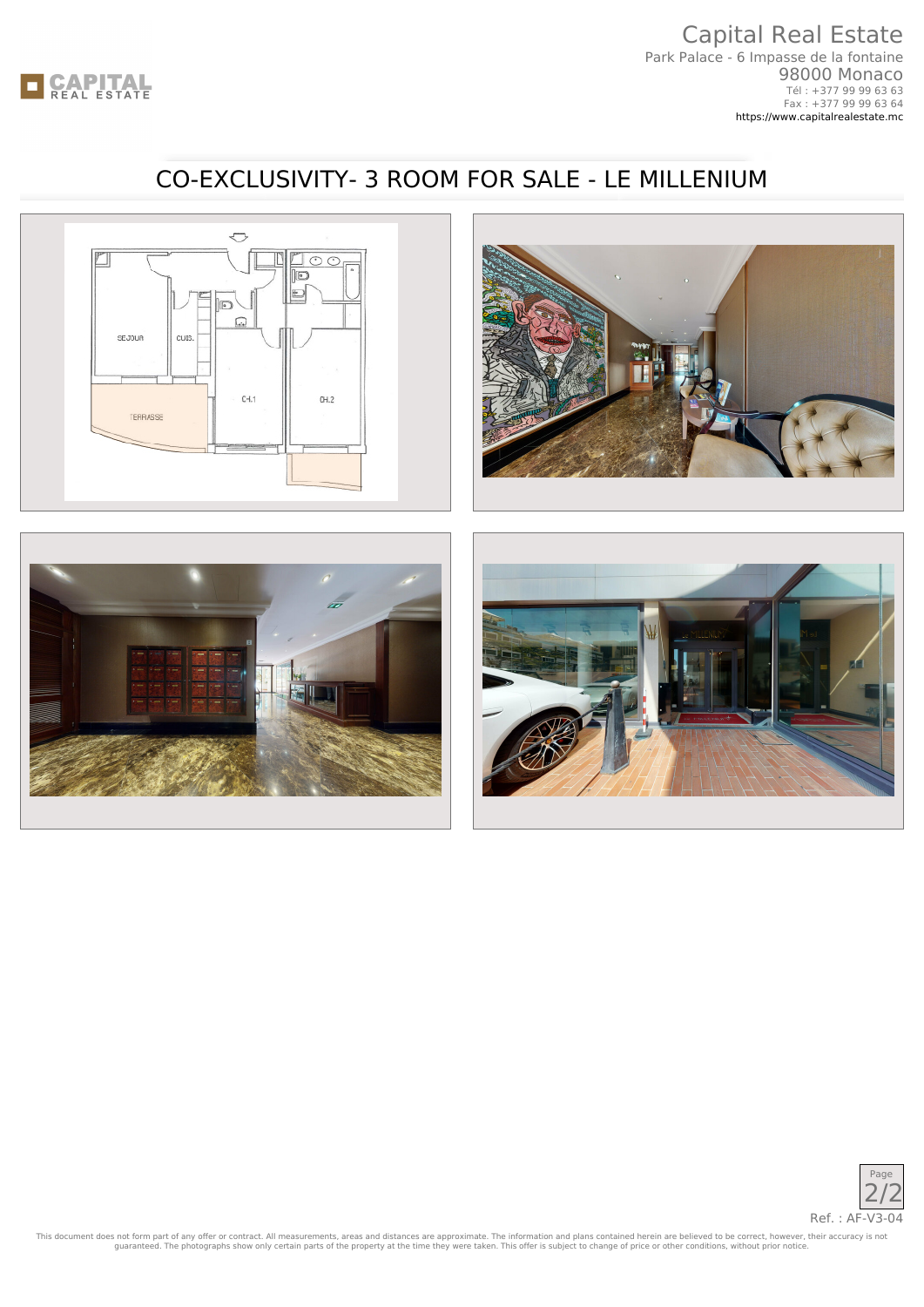Capital Real Estate
Park Palace - 6 Impasse de la fontaine
98000 Monaco
Tél : +377 99 99 63 63
Fax : +377 99 99 63 64
https://www.capitalrealestate.mc

# CO-EXCLUSIVITY- 3 ROOM FOR SALE - LE MILLENIUM

Ref. : AF-V3-04

This document does not form part of any offer or contract. All measurements, areas and distances are approximate. The information and plans contained herein are believed to be correct, however, their accuracy is not guaranteed. The photographs show only certain parts of the property at the time they were taken. This offer is subject to change of price or other conditions, without prior notice.